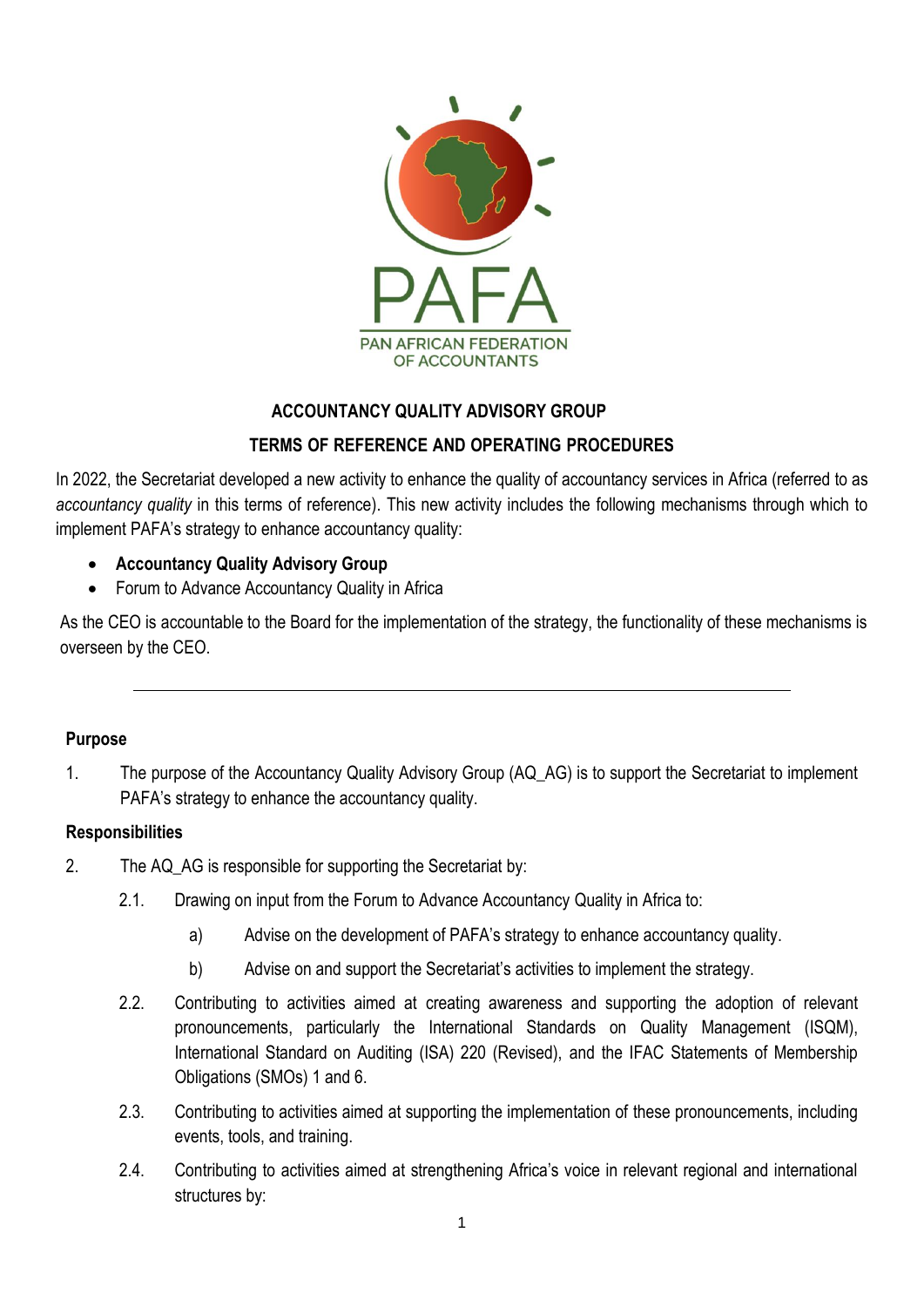# ACCOUNTANCY QUALITY ADVISORY GROUP

## TERMS OF REFERENCE AND OPERATING PROCEDURES

In 2022, the Secretariat developed a new activity to enhance the quality of accountancy services in Africa (referred to as *accountancy quality* in this terms of reference). This new activity includes the following mechanisms through which to implement PAFA's strategy to enhance accountancy quality:

- **Accountancy Quality Advisory Group**
- Forum to Advance Accountancy Quality in Africa

As the CEO is accountable to the Board for the implementation of the strategy, the functionality of these mechanisms is overseen by the CEO.

---

### Purpose

1. The purpose of the Accountancy Quality Advisory Group (AQ_AG) is to support the Secretariat to implement PAFA's strategy to enhance the accountancy quality.

### Responsibilities

2. The AQ_AG is responsible for supporting the Secretariat by:

   2.1. Drawing on input from the Forum to Advance Accountancy Quality in Africa to:

   a) Advise on the development of PAFA's strategy to enhance accountancy quality.

   b) Advise on and support the Secretariat's activities to implement the strategy.

   2.2. Contributing to activities aimed at creating awareness and supporting the adoption of relevant pronouncements, particularly the International Standards on Quality Management (ISQM), International Standard on Auditing (ISA) 220 (Revised), and the IFAC Statements of Membership Obligations (SMOs) 1 and 6.

   2.3. Contributing to activities aimed at supporting the implementation of these pronouncements, including events, tools, and training.

   2.4. Contributing to activities aimed at strengthening Africa's voice in relevant regional and international structures by: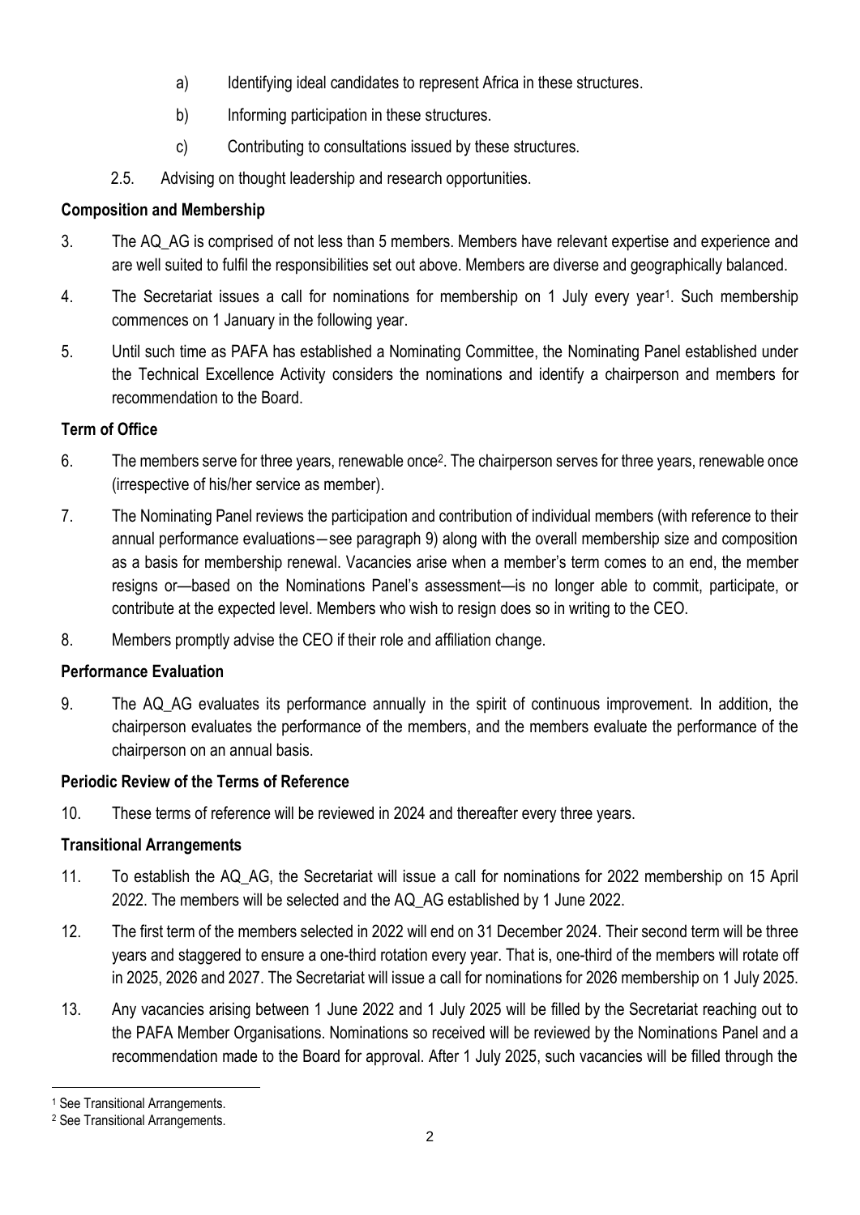a) Identifying ideal candidates to represent Africa in these structures.

b) Informing participation in these structures.

c) Contributing to consultations issued by these structures.

2.5. Advising on thought leadership and research opportunities.

**Composition and Membership**

3. The AQ_AG is comprised of not less than 5 members. Members have relevant expertise and experience and are well suited to fulfil the responsibilities set out above. Members are diverse and geographically balanced.

4. The Secretariat issues a call for nominations for membership on 1 July every year[1]. Such membership commences on 1 January in the following year.

5. Until such time as PAFA has established a Nominating Committee, the Nominating Panel established under the Technical Excellence Activity considers the nominations and identify a chairperson and members for recommendation to the Board.

**Term of Office**

6. The members serve for three years, renewable once[2]. The chairperson serves for three years, renewable once (irrespective of his/her service as member).

7. The Nominating Panel reviews the participation and contribution of individual members (with reference to their annual performance evaluations—see paragraph 9) along with the overall membership size and composition as a basis for membership renewal. Vacancies arise when a member's term comes to an end, the member resigns or—based on the Nominations Panel's assessment—is no longer able to commit, participate, or contribute at the expected level. Members who wish to resign does so in writing to the CEO.

8. Members promptly advise the CEO if their role and affiliation change.

**Performance Evaluation**

9. The AQ_AG evaluates its performance annually in the spirit of continuous improvement. In addition, the chairperson evaluates the performance of the members, and the members evaluate the performance of the chairperson on an annual basis.

**Periodic Review of the Terms of Reference**

10. These terms of reference will be reviewed in 2024 and thereafter every three years.

**Transitional Arrangements**

11. To establish the AQ_AG, the Secretariat will issue a call for nominations for 2022 membership on 15 April 2022. The members will be selected and the AQ_AG established by 1 June 2022.

12. The first term of the members selected in 2022 will end on 31 December 2024. Their second term will be three years and staggered to ensure a one-third rotation every year. That is, one-third of the members will rotate off in 2025, 2026 and 2027. The Secretariat will issue a call for nominations for 2026 membership on 1 July 2025.

13. Any vacancies arising between 1 June 2022 and 1 July 2025 will be filled by the Secretariat reaching out to the PAFA Member Organisations. Nominations so received will be reviewed by the Nominations Panel and a recommendation made to the Board for approval. After 1 July 2025, such vacancies will be filled through the

[1] See Transitional Arrangements.

[2] See Transitional Arrangements.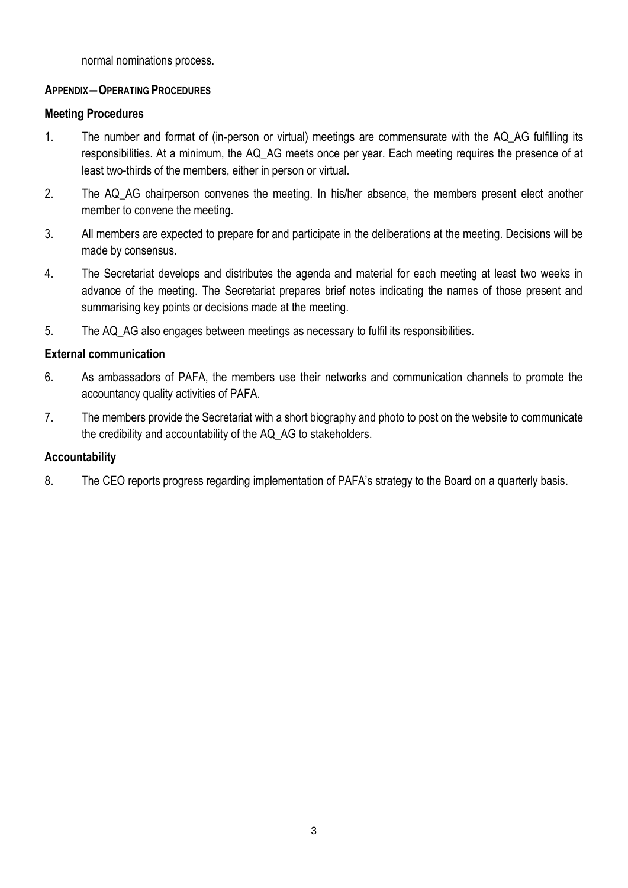normal nominations process.

**APPENDIX—OPERATING PROCEDURES**

### Meeting Procedures

1. The number and format of (in-person or virtual) meetings are commensurate with the AQ_AG fulfilling its responsibilities. At a minimum, the AQ_AG meets once per year. Each meeting requires the presence of at least two-thirds of the members, either in person or virtual.
2. The AQ_AG chairperson convenes the meeting. In his/her absence, the members present elect another member to convene the meeting.
3. All members are expected to prepare for and participate in the deliberations at the meeting. Decisions will be made by consensus.
4. The Secretariat develops and distributes the agenda and material for each meeting at least two weeks in advance of the meeting. The Secretariat prepares brief notes indicating the names of those present and summarising key points or decisions made at the meeting.
5. The AQ_AG also engages between meetings as necessary to fulfil its responsibilities.

### External communication

6. As ambassadors of PAFA, the members use their networks and communication channels to promote the accountancy quality activities of PAFA.
7. The members provide the Secretariat with a short biography and photo to post on the website to communicate the credibility and accountability of the AQ_AG to stakeholders.

### Accountability

8. The CEO reports progress regarding implementation of PAFA's strategy to the Board on a quarterly basis.